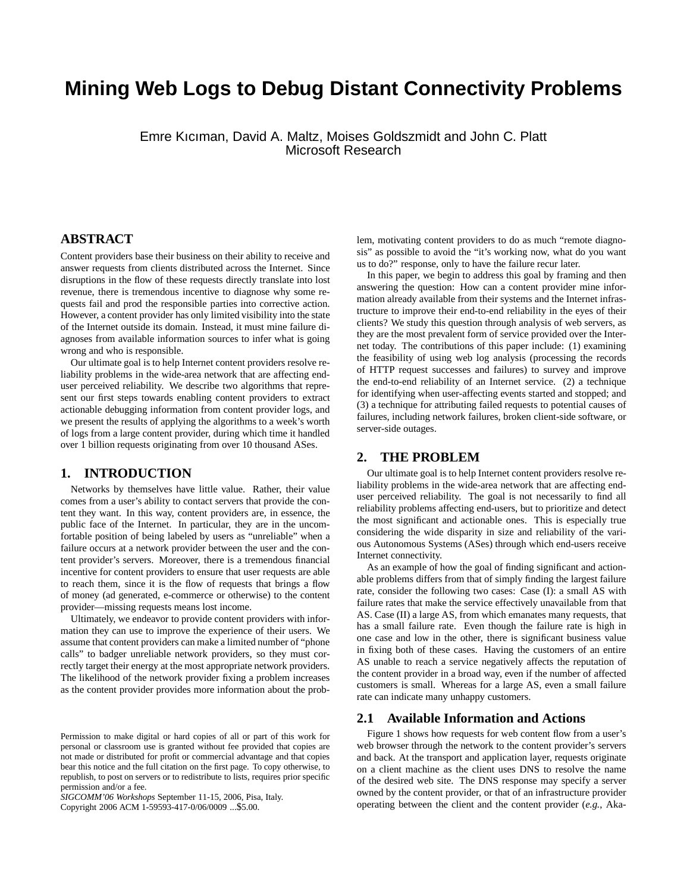# Mining Web Logs to Debug Distant Connectivity Problems

Emre Kıcıman, David A. Maltz, Moises Goldszmidt and John C. Platt
Microsoft Research

## ABSTRACT

Content providers base their business on their ability to receive and answer requests from clients distributed across the Internet. Since disruptions in the flow of these requests directly translate into lost revenue, there is tremendous incentive to diagnose why some requests fail and prod the responsible parties into corrective action. However, a content provider has only limited visibility into the state of the Internet outside its domain. Instead, it must mine failure diagnoses from available information sources to infer what is going wrong and who is responsible.

Our ultimate goal is to help Internet content providers resolve reliability problems in the wide-area network that are affecting end-user perceived reliability. We describe two algorithms that represent our first steps towards enabling content providers to extract actionable debugging information from content provider logs, and we present the results of applying the algorithms to a week's worth of logs from a large content provider, during which time it handled over 1 billion requests originating from over 10 thousand ASes.

## 1. INTRODUCTION

Networks by themselves have little value. Rather, their value comes from a user's ability to contact servers that provide the content they want. In this way, content providers are, in essence, the public face of the Internet. In particular, they are in the uncomfortable position of being labeled by users as "unreliable" when a failure occurs at a network provider between the user and the content provider's servers. Moreover, there is a tremendous financial incentive for content providers to ensure that user requests are able to reach them, since it is the flow of requests that brings a flow of money (ad generated, e-commerce or otherwise) to the content provider—missing requests means lost income.

Ultimately, we endeavor to provide content providers with information they can use to improve the experience of their users. We assume that content providers can make a limited number of "phone calls" to badger unreliable network providers, so they must correctly target their energy at the most appropriate network providers. The likelihood of the network provider fixing a problem increases as the content provider provides more information about the problem, motivating content providers to do as much "remote diagnosis" as possible to avoid the "it's working now, what do you want us to do?" response, only to have the failure recur later.

In this paper, we begin to address this goal by framing and then answering the question: How can a content provider mine information already available from their systems and the Internet infrastructure to improve their end-to-end reliability in the eyes of their clients? We study this question through analysis of web servers, as they are the most prevalent form of service provided over the Internet today. The contributions of this paper include: (1) examining the feasibility of using web log analysis (processing the records of HTTP request successes and failures) to survey and improve the end-to-end reliability of an Internet service. (2) a technique for identifying when user-affecting events started and stopped; and (3) a technique for attributing failed requests to potential causes of failures, including network failures, broken client-side software, or server-side outages.

## 2. THE PROBLEM

Our ultimate goal is to help Internet content providers resolve reliability problems in the wide-area network that are affecting end-user perceived reliability. The goal is not necessarily to find all reliability problems affecting end-users, but to prioritize and detect the most significant and actionable ones. This is especially true considering the wide disparity in size and reliability of the various Autonomous Systems (ASes) through which end-users receive Internet connectivity.

As an example of how the goal of finding significant and actionable problems differs from that of simply finding the largest failure rate, consider the following two cases: Case (I): a small AS with failure rates that make the service effectively unavailable from that AS. Case (II) a large AS, from which emanates many requests, that has a small failure rate. Even though the failure rate is high in one case and low in the other, there is significant business value in fixing both of these cases. Having the customers of an entire AS unable to reach a service negatively affects the reputation of the content provider in a broad way, even if the number of affected customers is small. Whereas for a large AS, even a small failure rate can indicate many unhappy customers.

### 2.1 Available Information and Actions

Figure 1 shows how requests for web content flow from a user's web browser through the network to the content provider's servers and back. At the transport and application layer, requests originate on a client machine as the client uses DNS to resolve the name of the desired web site. The DNS response may specify a server owned by the content provider, or that of an infrastructure provider operating between the client and the content provider (*e.g.*, Aka-

Permission to make digital or hard copies of all or part of this work for personal or classroom use is granted without fee provided that copies are not made or distributed for profit or commercial advantage and that copies bear this notice and the full citation on the first page. To copy otherwise, to republish, to post on servers or to redistribute to lists, requires prior specific permission and/or a fee.
*SIGCOMM'06 Workshops* September 11-15, 2006, Pisa, Italy.
Copyright 2006 ACM 1-59593-417-0/06/0009 ...$5.00.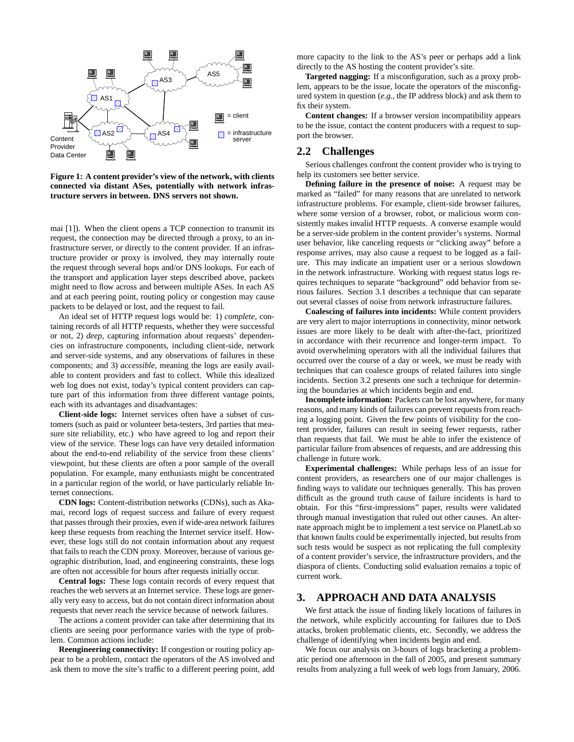AS3

AS5

AS1

AS2

AS4

= client

= infrastructure server

Content Provider Data Center

**Figure 1: A content provider's view of the network, with clients connected via distant ASes, potentially with network infrastructure servers in between. DNS servers not shown.**

mai [1]). When the client opens a TCP connection to transmit its request, the connection may be directed through a proxy, to an infrastructure server, or directly to the content provider. If an infrastructure provider or proxy is involved, they may internally route the request through several hops and/or DNS lookups. For each of the transport and application layer steps described above, packets might need to flow across and between multiple ASes. In each AS and at each peering point, routing policy or congestion may cause packets to be delayed or lost, and the request to fail.

An ideal set of HTTP request logs would be: 1) *complete*, containing records of all HTTP requests, whether they were successful or not, 2) *deep*, capturing information about requests' dependencies on infrastructure components, including client-side, network and server-side systems, and any observations of failures in these components; and 3) *accessible*, meaning the logs are easily available to content providers and fast to collect. While this idealized web log does not exist, today's typical content providers can capture part of this information from three different vantage points, each with its advantages and disadvantages:

**Client-side logs:** Internet services often have a subset of customers (such as paid or volunteer beta-testers, 3rd parties that measure site reliability, etc.) who have agreed to log and report their view of the service. These logs can have very detailed information about the end-to-end reliability of the service from these clients' viewpoint, but these clients are often a poor sample of the overall population. For example, many enthusiasts might be concentrated in a particular region of the world, or have particularly reliable Internet connections.

**CDN logs:** Content-distribution networks (CDNs), such as Akamai, record logs of request success and failure of every request that passes through their proxies, even if wide-area network failures keep these requests from reaching the Internet service itself. However, these logs still do not contain information about any request that fails to reach the CDN proxy. Moreover, because of various geographic distribution, load, and engineering constraints, these logs are often not accessible for hours after requests initially occur.

**Central logs:** These logs contain records of every request that reaches the web servers at an Internet service. These logs are generally very easy to access, but do not contain direct information about requests that never reach the service because of network failures.

The actions a content provider can take after determining that its clients are seeing poor performance varies with the type of problem. Common actions include:

**Reengineering connectivity:** If congestion or routing policy appear to be a problem, contact the operators of the AS involved and ask them to move the site's traffic to a different peering point, add more capacity to the link to the AS's peer or perhaps add a link directly to the AS hosting the content provider's site.

**Targeted nagging:** If a misconfiguration, such as a proxy problem, appears to be the issue, locate the operators of the misconfigured system in question (*e.g.*, the IP address block) and ask them to fix their system.

**Content changes:** If a browser version incompatibility appears to be the issue, contact the content producers with a request to support the browser.

## 2.2 Challenges

Serious challenges confront the content provider who is trying to help its customers see better service.

**Defining failure in the presence of noise:** A request may be marked as "failed" for many reasons that are unrelated to network infrastructure problems. For example, client-side browser failures, where some version of a browser, robot, or malicious worm consistently makes invalid HTTP requests. A converse example would be a server-side problem in the content provider's systems. Normal user behavior, like canceling requests or "clicking away" before a response arrives, may also cause a request to be logged as a failure. This may indicate an impatient user or a serious slowdown in the network infrastructure. Working with request status logs requires techniques to separate "background" odd behavior from serious failures. Section 3.1 describes a technique that can separate out several classes of noise from network infrastructure failures.

**Coalescing of failures into incidents:** While content providers are very alert to major interruptions in connectivity, minor network issues are more likely to be dealt with after-the-fact, prioritized in accordance with their recurrence and longer-term impact. To avoid overwhelming operators with all the individual failures that occurred over the course of a day or week, we must be ready with techniques that can coalesce groups of related failures into single incidents. Section 3.2 presents one such a technique for determining the boundaries at which incidents begin and end.

**Incomplete information:** Packets can be lost anywhere, for many reasons, and many kinds of failures can prevent requests from reaching a logging point. Given the few points of visibility for the content provider, failures can result in seeing fewer requests, rather than requests that fail. We must be able to infer the existence of particular failure from absences of requests, and are addressing this challenge in future work.

**Experimental challenges:** While perhaps less of an issue for content providers, as researchers one of our major challenges is finding ways to validate our techniques generally. This has proven difficult as the ground truth cause of failure incidents is hard to obtain. For this "first-impressions" paper, results were validated through manual investigation that ruled out other causes. An alternate approach might be to implement a test service on PlanetLab so that known faults could be experimentally injected, but results from such tests would be suspect as not replicating the full complexity of a content provider's service, the infrastructure providers, and the diaspora of clients. Conducting solid evaluation remains a topic of current work.

# 3. APPROACH AND DATA ANALYSIS

We first attack the issue of finding likely locations of failures in the network, while explicitly accounting for failures due to DoS attacks, broken problematic clients, etc. Secondly, we address the challenge of identifying when incidents begin and end.

We focus our analysis on 3-hours of logs bracketing a problematic period one afternoon in the fall of 2005, and present summary results from analyzing a full week of web logs from January, 2006.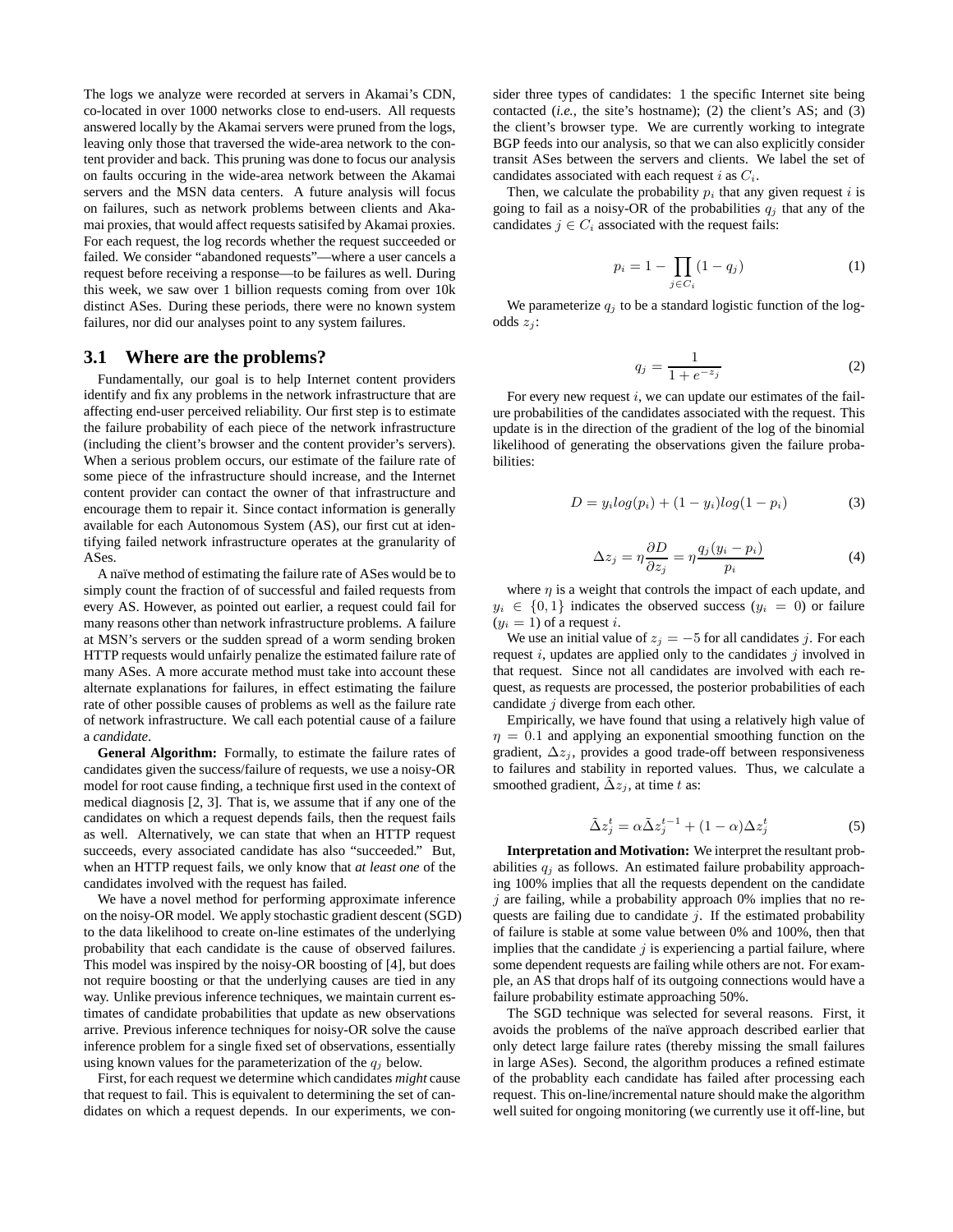The logs we analyze were recorded at servers in Akamai's CDN, co-located in over 1000 networks close to end-users. All requests answered locally by the Akamai servers were pruned from the logs, leaving only those that traversed the wide-area network to the content provider and back. This pruning was done to focus our analysis on faults occuring in the wide-area network between the Akamai servers and the MSN data centers. A future analysis will focus on failures, such as network problems between clients and Akamai proxies, that would affect requests satisifed by Akamai proxies. For each request, the log records whether the request succeeded or failed. We consider "abandoned requests"—where a user cancels a request before receiving a response—to be failures as well. During this week, we saw over 1 billion requests coming from over 10k distinct ASes. During these periods, there were no known system failures, nor did our analyses point to any system failures.

### 3.1 Where are the problems?

Fundamentally, our goal is to help Internet content providers identify and fix any problems in the network infrastructure that are affecting end-user perceived reliability. Our first step is to estimate the failure probability of each piece of the network infrastructure (including the client's browser and the content provider's servers). When a serious problem occurs, our estimate of the failure rate of some piece of the infrastructure should increase, and the Internet content provider can contact the owner of that infrastructure and encourage them to repair it. Since contact information is generally available for each Autonomous System (AS), our first cut at identifying failed network infrastructure operates at the granularity of ASes.

A naïve method of estimating the failure rate of ASes would be to simply count the fraction of of successful and failed requests from every AS. However, as pointed out earlier, a request could fail for many reasons other than network infrastructure problems. A failure at MSN's servers or the sudden spread of a worm sending broken HTTP requests would unfairly penalize the estimated failure rate of many ASes. A more accurate method must take into account these alternate explanations for failures, in effect estimating the failure rate of other possible causes of problems as well as the failure rate of network infrastructure. We call each potential cause of a failure a *candidate*.

**General Algorithm:** Formally, to estimate the failure rates of candidates given the success/failure of requests, we use a noisy-OR model for root cause finding, a technique first used in the context of medical diagnosis [2, 3]. That is, we assume that if any one of the candidates on which a request depends fails, then the request fails as well. Alternatively, we can state that when an HTTP request succeeds, every associated candidate has also "succeeded." But, when an HTTP request fails, we only know that *at least one* of the candidates involved with the request has failed.

We have a novel method for performing approximate inference on the noisy-OR model. We apply stochastic gradient descent (SGD) to the data likelihood to create on-line estimates of the underlying probability that each candidate is the cause of observed failures. This model was inspired by the noisy-OR boosting of [4], but does not require boosting or that the underlying causes are tied in any way. Unlike previous inference techniques, we maintain current estimates of candidate probabilities that update as new observations arrive. Previous inference techniques for noisy-OR solve the cause inference problem for a single fixed set of observations, essentially using known values for the parameterization of the $q_j$ below.

First, for each request we determine which candidates *might* cause that request to fail. This is equivalent to determining the set of candidates on which a request depends. In our experiments, we consider three types of candidates: 1 the specific Internet site being contacted (*i.e.*, the site's hostname); (2) the client's AS; and (3) the client's browser type. We are currently working to integrate BGP feeds into our analysis, so that we can also explicitly consider transit ASes between the servers and clients. We label the set of candidates associated with each request $i$ as $C_i$.

Then, we calculate the probability $p_i$ that any given request $i$ is going to fail as a noisy-OR of the probabilities $q_j$ that any of the candidates $j \in C_i$ associated with the request fails:

$$p_i = 1 - \prod_{j \in C_i} (1 - q_j) \tag{1}$$

We parameterize $q_j$ to be a standard logistic function of the log-odds $z_j$:

$$q_j = \frac{1}{1 + e^{-z_j}} \tag{2}$$

For every new request $i$, we can update our estimates of the failure probabilities of the candidates associated with the request. This update is in the direction of the gradient of the log of the binomial likelihood of generating the observations given the failure probabilities:

$$D = y_i log(p_i) + (1 - y_i) log(1 - p_i) \tag{3}$$

$$\Delta z_j = \eta \frac{\partial D}{\partial z_j} = \eta \frac{q_j(y_i - p_i)}{p_i} \tag{4}$$

where $\eta$ is a weight that controls the impact of each update, and $y_i \in \{0, 1\}$ indicates the observed success ($y_i = 0$) or failure ($y_i = 1$) of a request $i$.

We use an initial value of $z_j = -5$ for all candidates $j$. For each request $i$, updates are applied only to the candidates $j$ involved in that request. Since not all candidates are involved with each request, as requests are processed, the posterior probabilities of each candidate $j$ diverge from each other.

Empirically, we have found that using a relatively high value of $\eta = 0.1$ and applying an exponential smoothing function on the gradient, $\Delta z_j$, provides a good trade-off between responsiveness to failures and stability in reported values. Thus, we calculate a smoothed gradient, $\tilde{\Delta} z_j$, at time $t$ as:

$$\tilde{\Delta} z_j^t = \alpha \tilde{\Delta} z_j^{t-1} + (1 - \alpha) \Delta z_j^t \tag{5}$$

**Interpretation and Motivation:** We interpret the resultant probabilities $q_j$ as follows. An estimated failure probability approaching 100% implies that all the requests dependent on the candidate $j$ are failing, while a probability approach 0% implies that no requests are failing due to candidate $j$. If the estimated probability of failure is stable at some value between 0% and 100%, then that implies that the candidate $j$ is experiencing a partial failure, where some dependent requests are failing while others are not. For example, an AS that drops half of its outgoing connections would have a failure probability estimate approaching 50%.

The SGD technique was selected for several reasons. First, it avoids the problems of the naïve approach described earlier that only detect large failure rates (thereby missing the small failures in large ASes). Second, the algorithm produces a refined estimate of the probablity each candidate has failed after processing each request. This on-line/incremental nature should make the algorithm well suited for ongoing monitoring (we currently use it off-line, but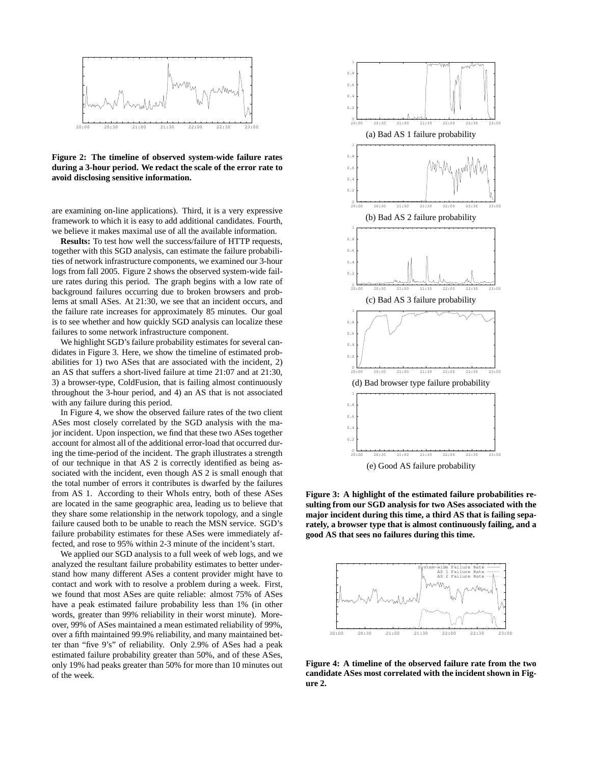**Figure 2: The timeline of observed system-wide failure rates during a 3-hour period. We redact the scale of the error rate to avoid disclosing sensitive information.**

are examining on-line applications). Third, it is a very expressive framework to which it is easy to add additional candidates. Fourth, we believe it makes maximal use of all the available information.

**Results:** To test how well the success/failure of HTTP requests, together with this SGD analysis, can estimate the failure probabilities of network infrastructure components, we examined our 3-hour logs from fall 2005. Figure 2 shows the observed system-wide failure rates during this period. The graph begins with a low rate of background failures occurring due to broken browsers and problems at small ASes. At 21:30, we see that an incident occurs, and the failure rate increases for approximately 85 minutes. Our goal is to see whether and how quickly SGD analysis can localize these failures to some network infrastructure component.

We highlight SGD's failure probability estimates for several candidates in Figure 3. Here, we show the timeline of estimated probabilities for 1) two ASes that are associated with the incident, 2) an AS that suffers a short-lived failure at time 21:07 and at 21:30, 3) a browser-type, ColdFusion, that is failing almost continuously throughout the 3-hour period, and 4) an AS that is not associated with any failure during this period.

In Figure 4, we show the observed failure rates of the two client ASes most closely correlated by the SGD analysis with the major incident. Upon inspection, we find that these two ASes together account for almost all of the additional error-load that occurred during the time-period of the incident. The graph illustrates a strength of our technique in that AS 2 is correctly identified as being associated with the incident, even though AS 2 is small enough that the total number of errors it contributes is dwarfed by the failures from AS 1. According to their WhoIs entry, both of these ASes are located in the same geographic area, leading us to believe that they share some relationship in the network topology, and a single failure caused both to be unable to reach the MSN service. SGD's failure probability estimates for these ASes were immediately affected, and rose to 95% within 2-3 minute of the incident's start.

We applied our SGD analysis to a full week of web logs, and we analyzed the resultant failure probability estimates to better understand how many different ASes a content provider might have to contact and work with to resolve a problem during a week. First, we found that most ASes are quite reliable: almost 75% of ASes have a peak estimated failure probability less than 1% (in other words, greater than 99% reliability in their worst minute). Moreover, 99% of ASes maintained a mean estimated reliability of 99%, over a fifth maintained 99.9% reliability, and many maintained better than "five 9's" of reliability. Only 2.9% of ASes had a peak estimated failure probability greater than 50%, and of these ASes, only 19% had peaks greater than 50% for more than 10 minutes out of the week.

(a) Bad AS 1 failure probability

(b) Bad AS 2 failure probability

(c) Bad AS 3 failure probability

(d) Bad browser type failure probability

(e) Good AS failure probability

**Figure 3: A highlight of the estimated failure probabilities resulting from our SGD analysis for two ASes associated with the major incident during this time, a third AS that is failing separately, a browser type that is almost continuously failing, and a good AS that sees no failures during this time.**

**Figure 4: A timeline of the observed failure rate from the two candidate ASes most correlated with the incident shown in Figure 2.**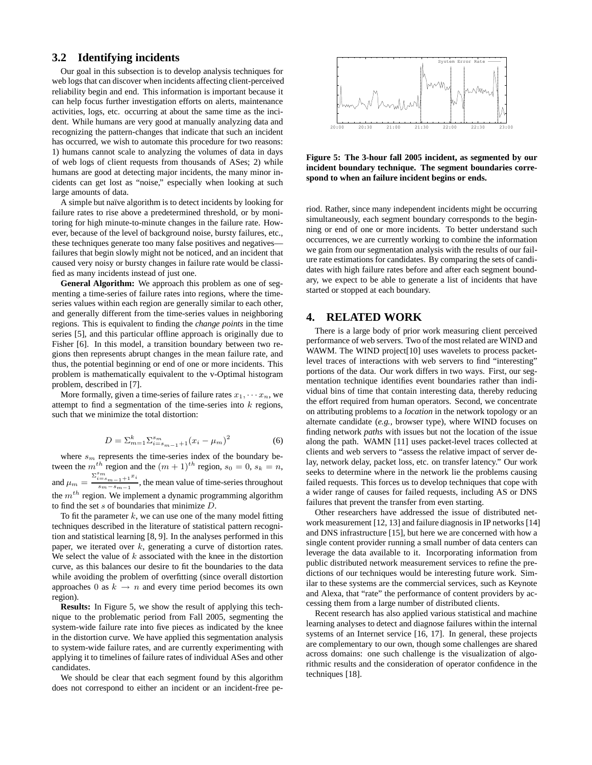### 3.2 Identifying incidents

Our goal in this subsection is to develop analysis techniques for web logs that can discover when incidents affecting client-perceived reliability begin and end. This information is important because it can help focus further investigation efforts on alerts, maintenance activities, logs, etc. occurring at about the same time as the incident. While humans are very good at manually analyzing data and recognizing the pattern-changes that indicate that such an incident has occurred, we wish to automate this procedure for two reasons: 1) humans cannot scale to analyzing the volumes of data in days of web logs of client requests from thousands of ASes; 2) while humans are good at detecting major incidents, the many minor incidents can get lost as "noise," especially when looking at such large amounts of data.

A simple but naïve algorithm is to detect incidents by looking for failure rates to rise above a predetermined threshold, or by monitoring for high minute-to-minute changes in the failure rate. However, because of the level of background noise, bursty failures, etc., these techniques generate too many false positives and negatives—failures that begin slowly might not be noticed, and an incident that caused very noisy or bursty changes in failure rate would be classified as many incidents instead of just one.

**General Algorithm:** We approach this problem as one of segmenting a time-series of failure rates into regions, where the time-series values within each region are generally similar to each other, and generally different from the time-series values in neighboring regions. This is equivalent to finding the *change points* in the time series [5], and this particular offline approach is originally due to Fisher [6]. In this model, a transition boundary between two regions then represents abrupt changes in the mean failure rate, and thus, the potential beginning or end of one or more incidents. This problem is mathematically equivalent to the v-Optimal histogram problem, described in [7].

More formally, given a time-series of failure rates $x_1, \cdots x_n$, we attempt to find a segmentation of the time-series into $k$ regions, such that we minimize the total distortion:

$$D = \Sigma_{m=1}^{k} \Sigma_{i=s_{m-1}+1}^{s_m} (x_i - \mu_m)^2 \quad (6)$$

where $s_m$ represents the time-series index of the boundary between the $m^{th}$ region and the $(m+1)^{th}$ region, $s_0 = 0$, $s_k = n$, and $\mu_m = \frac{\Sigma_{i=s_{m-1}+1}^{s_m} x_i}{s_m - s_{m-1}}$, the mean value of time-series throughout the $m^{th}$ region. We implement a dynamic programming algorithm to find the set $s$ of boundaries that minimize $D$.

To fit the parameter $k$, we can use one of the many model fitting techniques described in the literature of statistical pattern recognition and statistical learning [8, 9]. In the analyses performed in this paper, we iterated over $k$, generating a curve of distortion rates. We select the value of $k$ associated with the knee in the distortion curve, as this balances our desire to fit the boundaries to the data while avoiding the problem of overfitting (since overall distortion approaches 0 as $k \to n$ and every time period becomes its own region).

**Results:** In Figure 5, we show the result of applying this technique to the problematic period from Fall 2005, segmenting the system-wide failure rate into five pieces as indicated by the knee in the distortion curve. We have applied this segmentation analysis to system-wide failure rates, and are currently experimenting with applying it to timelines of failure rates of individual ASes and other candidates.

We should be clear that each segment found by this algorithm does not correspond to either an incident or an incident-free period. Rather, since many independent incidents might be occurring simultaneously, each segment boundary corresponds to the beginning or end of one or more incidents. To better understand such occurrences, we are currently working to combine the information we gain from our segmentation analysis with the results of our failure rate estimations for candidates. By comparing the sets of candidates with high failure rates before and after each segment boundary, we expect to be able to generate a list of incidents that have started or stopped at each boundary.

**Figure 5: The 3-hour fall 2005 incident, as segmented by our incident boundary technique. The segment boundaries correspond to when an failure incident begins or ends.**

## 4. RELATED WORK

There is a large body of prior work measuring client perceived performance of web servers. Two of the most related are WIND and WAWM. The WIND project[10] uses wavelets to process packet-level traces of interactions with web servers to find "interesting" portions of the data. Our work differs in two ways. First, our segmentation technique identifies event boundaries rather than individual bins of time that contain interesting data, thereby reducing the effort required from human operators. Second, we concentrate on attributing problems to a *location* in the network topology or an alternate candidate (*e.g.*, browser type), where WIND focuses on finding network *paths* with issues but not the location of the issue along the path. WAMN [11] uses packet-level traces collected at clients and web servers to "assess the relative impact of server delay, network delay, packet loss, etc. on transfer latency." Our work seeks to determine where in the network lie the problems causing failed requests. This forces us to develop techniques that cope with a wider range of causes for failed requests, including AS or DNS failures that prevent the transfer from even starting.

Other researchers have addressed the issue of distributed network measurement [12, 13] and failure diagnosis in IP networks [14] and DNS infrastructure [15], but here we are concerned with how a single content provider running a small number of data centers can leverage the data available to it. Incorporating information from public distributed network measurement services to refine the predictions of our techniques would be interesting future work. Similar to these systems are the commercial services, such as Keynote and Alexa, that "rate" the performance of content providers by accessing them from a large number of distributed clients.

Recent research has also applied various statistical and machine learning analyses to detect and diagnose failures within the internal systems of an Internet service [16, 17]. In general, these projects are complementary to our own, though some challenges are shared across domains: one such challenge is the visualization of algorithmic results and the consideration of operator confidence in the techniques [18].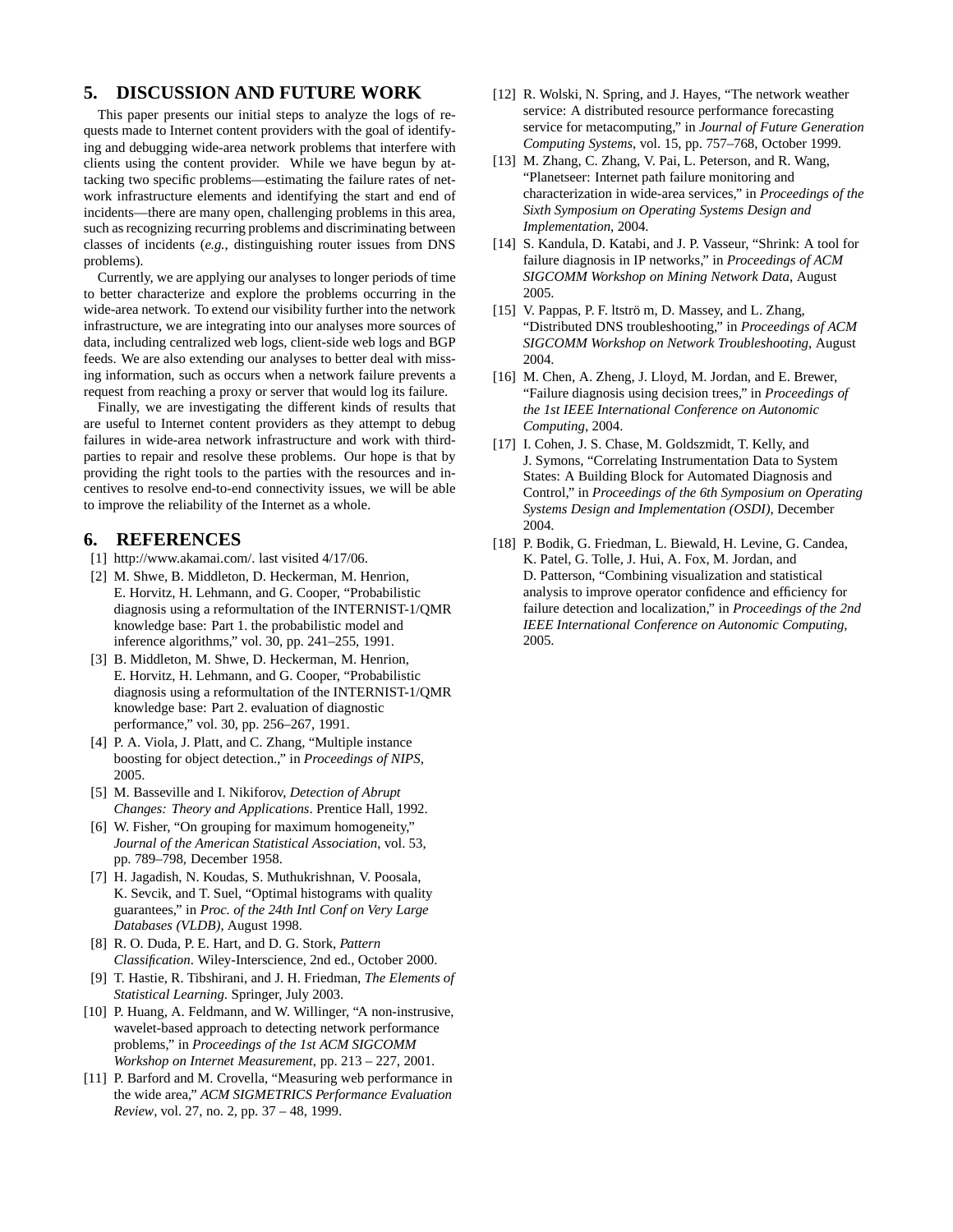## 5. DISCUSSION AND FUTURE WORK

This paper presents our initial steps to analyze the logs of requests made to Internet content providers with the goal of identifying and debugging wide-area network problems that interfere with clients using the content provider. While we have begun by attacking two specific problems—estimating the failure rates of network infrastructure elements and identifying the start and end of incidents—there are many open, challenging problems in this area, such as recognizing recurring problems and discriminating between classes of incidents (*e.g.*, distinguishing router issues from DNS problems).

Currently, we are applying our analyses to longer periods of time to better characterize and explore the problems occurring in the wide-area network. To extend our visibility further into the network infrastructure, we are integrating into our analyses more sources of data, including centralized web logs, client-side web logs and BGP feeds. We are also extending our analyses to better deal with missing information, such as occurs when a network failure prevents a request from reaching a proxy or server that would log its failure.

Finally, we are investigating the different kinds of results that are useful to Internet content providers as they attempt to debug failures in wide-area network infrastructure and work with third-parties to repair and resolve these problems. Our hope is that by providing the right tools to the parties with the resources and incentives to resolve end-to-end connectivity issues, we will be able to improve the reliability of the Internet as a whole.

## 6. REFERENCES

[1] http://www.akamai.com/. last visited 4/17/06.

[2] M. Shwe, B. Middleton, D. Heckerman, M. Henrion, E. Horvitz, H. Lehmann, and G. Cooper, "Probabilistic diagnosis using a reformultation of the INTERNIST-1/QMR knowledge base: Part 1. the probabilistic model and inference algorithms," vol. 30, pp. 241–255, 1991.

[3] B. Middleton, M. Shwe, D. Heckerman, M. Henrion, E. Horvitz, H. Lehmann, and G. Cooper, "Probabilistic diagnosis using a reformultation of the INTERNIST-1/QMR knowledge base: Part 2. evaluation of diagnostic performance," vol. 30, pp. 256–267, 1991.

[4] P. A. Viola, J. Platt, and C. Zhang, "Multiple instance boosting for object detection.," in *Proceedings of NIPS*, 2005.

[5] M. Basseville and I. Nikiforov, *Detection of Abrupt Changes: Theory and Applications*. Prentice Hall, 1992.

[6] W. Fisher, "On grouping for maximum homogeneity," *Journal of the American Statistical Association*, vol. 53, pp. 789–798, December 1958.

[7] H. Jagadish, N. Koudas, S. Muthukrishnan, V. Poosala, K. Sevcik, and T. Suel, "Optimal histograms with quality guarantees," in *Proc. of the 24th Intl Conf on Very Large Databases (VLDB)*, August 1998.

[8] R. O. Duda, P. E. Hart, and D. G. Stork, *Pattern Classification*. Wiley-Interscience, 2nd ed., October 2000.

[9] T. Hastie, R. Tibshirani, and J. H. Friedman, *The Elements of Statistical Learning*. Springer, July 2003.

[10] P. Huang, A. Feldmann, and W. Willinger, "A non-instrusive, wavelet-based approach to detecting network performance problems," in *Proceedings of the 1st ACM SIGCOMM Workshop on Internet Measurement*, pp. 213 – 227, 2001.

[11] P. Barford and M. Crovella, "Measuring web performance in the wide area," *ACM SIGMETRICS Performance Evaluation Review*, vol. 27, no. 2, pp. 37 – 48, 1999.

[12] R. Wolski, N. Spring, and J. Hayes, "The network weather service: A distributed resource performance forecasting service for metacomputing," in *Journal of Future Generation Computing Systems*, vol. 15, pp. 757–768, October 1999.

[13] M. Zhang, C. Zhang, V. Pai, L. Peterson, and R. Wang, "Planetseer: Internet path failure monitoring and characterization in wide-area services," in *Proceedings of the Sixth Symposium on Operating Systems Design and Implementation*, 2004.

[14] S. Kandula, D. Katabi, and J. P. Vasseur, "Shrink: A tool for failure diagnosis in IP networks," in *Proceedings of ACM SIGCOMM Workshop on Mining Network Data*, August 2005.

[15] V. Pappas, P. F. ltströ m, D. Massey, and L. Zhang, "Distributed DNS troubleshooting," in *Proceedings of ACM SIGCOMM Workshop on Network Troubleshooting*, August 2004.

[16] M. Chen, A. Zheng, J. Lloyd, M. Jordan, and E. Brewer, "Failure diagnosis using decision trees," in *Proceedings of the 1st IEEE International Conference on Autonomic Computing*, 2004.

[17] I. Cohen, J. S. Chase, M. Goldszmidt, T. Kelly, and J. Symons, "Correlating Instrumentation Data to System States: A Building Block for Automated Diagnosis and Control," in *Proceedings of the 6th Symposium on Operating Systems Design and Implementation (OSDI)*, December 2004.

[18] P. Bodik, G. Friedman, L. Biewald, H. Levine, G. Candea, K. Patel, G. Tolle, J. Hui, A. Fox, M. Jordan, and D. Patterson, "Combining visualization and statistical analysis to improve operator confidence and efficiency for failure detection and localization," in *Proceedings of the 2nd IEEE International Conference on Autonomic Computing*, 2005.